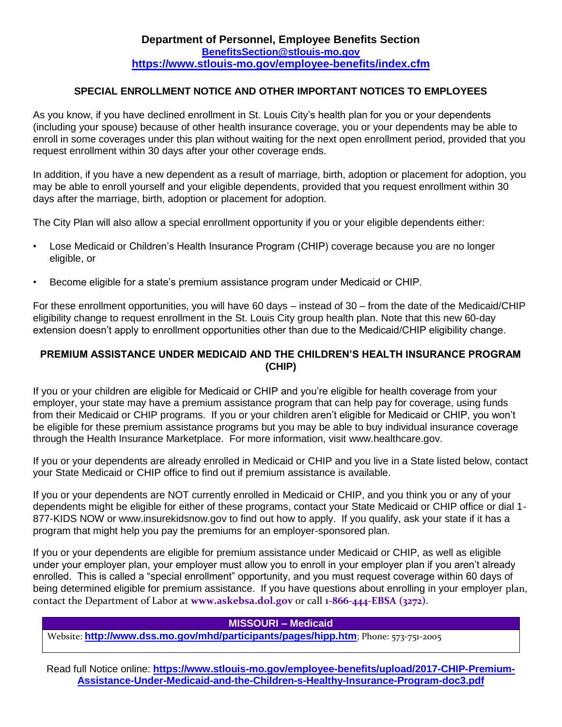**Department of Personnel, Employee Benefits Section**
**BenefitsSection@stlouis-mo.gov**
**https://www.stlouis-mo.gov/employee-benefits/index.cfm**

## SPECIAL ENROLLMENT NOTICE AND OTHER IMPORTANT NOTICES TO EMPLOYEES

As you know, if you have declined enrollment in St. Louis City's health plan for you or your dependents (including your spouse) because of other health insurance coverage, you or your dependents may be able to enroll in some coverages under this plan without waiting for the next open enrollment period, provided that you request enrollment within 30 days after your other coverage ends.

In addition, if you have a new dependent as a result of marriage, birth, adoption or placement for adoption, you may be able to enroll yourself and your eligible dependents, provided that you request enrollment within 30 days after the marriage, birth, adoption or placement for adoption.

The City Plan will also allow a special enrollment opportunity if you or your eligible dependents either:

- Lose Medicaid or Children's Health Insurance Program (CHIP) coverage because you are no longer eligible, or
- Become eligible for a state's premium assistance program under Medicaid or CHIP.

For these enrollment opportunities, you will have 60 days – instead of 30 – from the date of the Medicaid/CHIP eligibility change to request enrollment in the St. Louis City group health plan. Note that this new 60-day extension doesn't apply to enrollment opportunities other than due to the Medicaid/CHIP eligibility change.

## PREMIUM ASSISTANCE UNDER MEDICAID AND THE CHILDREN'S HEALTH INSURANCE PROGRAM (CHIP)

If you or your children are eligible for Medicaid or CHIP and you're eligible for health coverage from your employer, your state may have a premium assistance program that can help pay for coverage, using funds from their Medicaid or CHIP programs. If you or your children aren't eligible for Medicaid or CHIP, you won't be eligible for these premium assistance programs but you may be able to buy individual insurance coverage through the Health Insurance Marketplace. For more information, visit www.healthcare.gov.

If you or your dependents are already enrolled in Medicaid or CHIP and you live in a State listed below, contact your State Medicaid or CHIP office to find out if premium assistance is available.

If you or your dependents are NOT currently enrolled in Medicaid or CHIP, and you think you or any of your dependents might be eligible for either of these programs, contact your State Medicaid or CHIP office or dial 1-877-KIDS NOW or www.insurekidsnow.gov to find out how to apply. If you qualify, ask your state if it has a program that might help you pay the premiums for an employer-sponsored plan.

If you or your dependents are eligible for premium assistance under Medicaid or CHIP, as well as eligible under your employer plan, your employer must allow you to enroll in your employer plan if you aren't already enrolled. This is called a "special enrollment" opportunity, and you must request coverage within 60 days of being determined eligible for premium assistance. If you have questions about enrolling in your employer plan, contact the Department of Labor at **www.askebsa.dol.gov** or call **1-866-444-EBSA (3272)**.

| MISSOURI – Medicaid |
| --- |
| Website: **http://www.dss.mo.gov/mhd/participants/pages/hipp.htm**; Phone: 573-751-2005 |

Read full Notice online: **https://www.stlouis-mo.gov/employee-benefits/upload/2017-CHIP-Premium-Assistance-Under-Medicaid-and-the-Children-s-Healthy-Insurance-Program-doc3.pdf**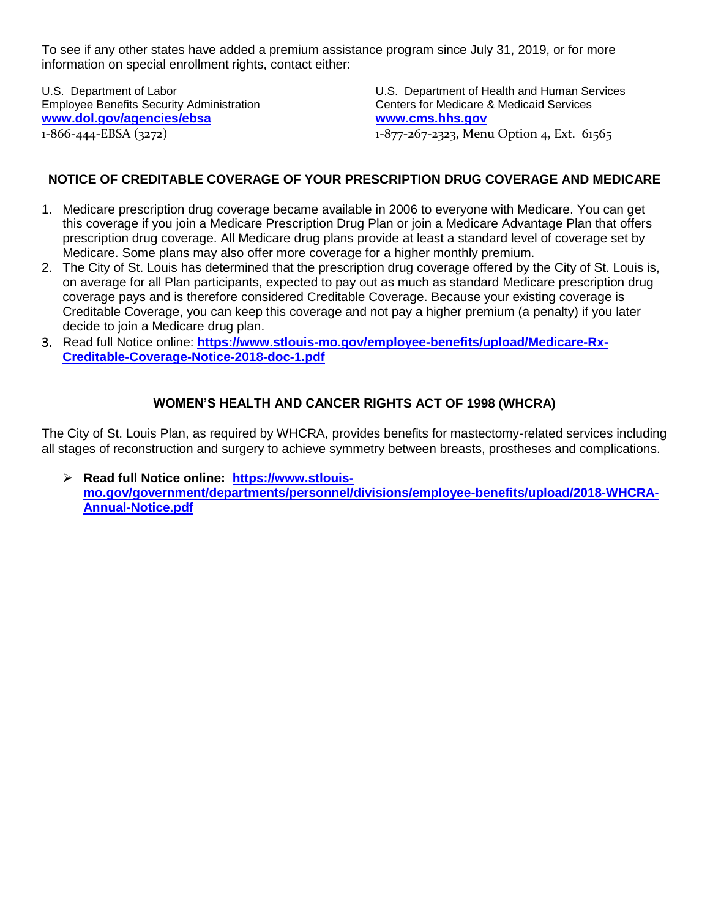To see if any other states have added a premium assistance program since July 31, 2019, or for more information on special enrollment rights, contact either:

U.S. Department of Labor
Employee Benefits Security Administration
**www.dol.gov/agencies/ebsa**
1-866-444-EBSA (3272)

U.S. Department of Health and Human Services
Centers for Medicare & Medicaid Services
**www.cms.hhs.gov**
1-877-267-2323, Menu Option 4, Ext. 61565

## NOTICE OF CREDITABLE COVERAGE OF YOUR PRESCRIPTION DRUG COVERAGE AND MEDICARE

1. Medicare prescription drug coverage became available in 2006 to everyone with Medicare. You can get this coverage if you join a Medicare Prescription Drug Plan or join a Medicare Advantage Plan that offers prescription drug coverage. All Medicare drug plans provide at least a standard level of coverage set by Medicare. Some plans may also offer more coverage for a higher monthly premium.
2. The City of St. Louis has determined that the prescription drug coverage offered by the City of St. Louis is, on average for all Plan participants, expected to pay out as much as standard Medicare prescription drug coverage pays and is therefore considered Creditable Coverage. Because your existing coverage is Creditable Coverage, you can keep this coverage and not pay a higher premium (a penalty) if you later decide to join a Medicare drug plan.
3. Read full Notice online: **https://www.stlouis-mo.gov/employee-benefits/upload/Medicare-Rx-Creditable-Coverage-Notice-2018-doc-1.pdf**

## WOMEN'S HEALTH AND CANCER RIGHTS ACT OF 1998 (WHCRA)

The City of St. Louis Plan, as required by WHCRA, provides benefits for mastectomy-related services including all stages of reconstruction and surgery to achieve symmetry between breasts, prostheses and complications.

- **Read full Notice online: https://www.stlouis-mo.gov/government/departments/personnel/divisions/employee-benefits/upload/2018-WHCRA-Annual-Notice.pdf**